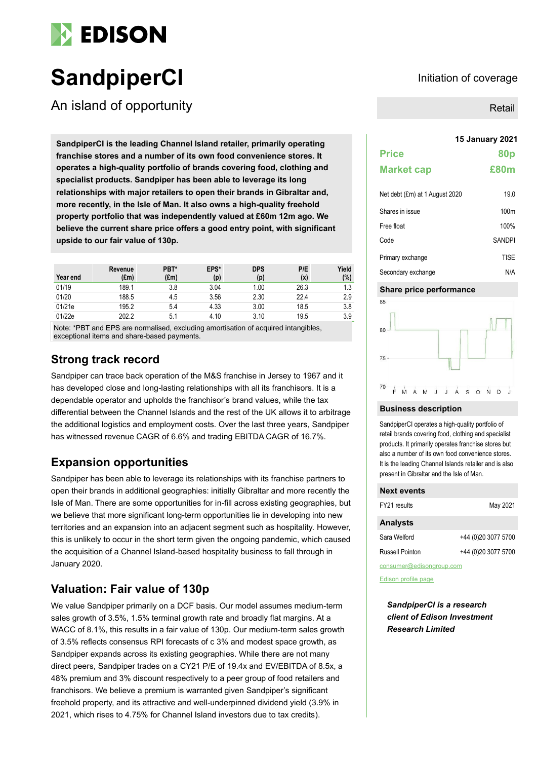# EDISON

# SandpiperCI

## An island of opportunity

Initiation of coverage

Retail

**15 January 2021**

**SandpiperCI is the leading Channel Island retailer, primarily operating franchise stores and a number of its own food convenience stores. It operates a high-quality portfolio of brands covering food, clothing and specialist products. Sandpiper has been able to leverage its long relationships with major retailers to open their brands in Gibraltar and, more recently, in the Isle of Man. It also owns a high-quality freehold property portfolio that was independently valued at £60m 12m ago. We believe the current share price offers a good entry point, with significant upside to our fair value of 130p.**

| Year end | Revenue (£m) | PBT* (£m) | EPS* (p) | DPS (p) | P/E (x) | Yield (%) |
|---|---|---|---|---|---|---|
| 01/19 | 189.1 | 3.8 | 3.04 | 1.00 | 26.3 | 1.3 |
| 01/20 | 188.5 | 4.5 | 3.56 | 2.30 | 22.4 | 2.9 |
| 01/21e | 195.2 | 5.4 | 4.33 | 3.00 | 18.5 | 3.8 |
| 01/22e | 202.2 | 5.1 | 4.10 | 3.10 | 19.5 | 3.9 |

Note: *PBT and EPS are normalised, excluding amortisation of acquired intangibles, exceptional items and share-based payments.

## Strong track record

Sandpiper can trace back operation of the M&S franchise in Jersey to 1967 and it has developed close and long-lasting relationships with all its franchisors. It is a dependable operator and upholds the franchisor's brand values, while the tax differential between the Channel Islands and the rest of the UK allows it to arbitrage the additional logistics and employment costs. Over the last three years, Sandpiper has witnessed revenue CAGR of 6.6% and trading EBITDA CAGR of 16.7%.

## Expansion opportunities

Sandpiper has been able to leverage its relationships with its franchise partners to open their brands in additional geographies: initially Gibraltar and more recently the Isle of Man. There are some opportunities for in-fill across existing geographies, but we believe that more significant long-term opportunities lie in developing into new territories and an expansion into an adjacent segment such as hospitality. However, this is unlikely to occur in the short term given the ongoing pandemic, which caused the acquisition of a Channel Island-based hospitality business to fall through in January 2020.

## Valuation: Fair value of 130p

We value Sandpiper primarily on a DCF basis. Our model assumes medium-term sales growth of 3.5%, 1.5% terminal growth rate and broadly flat margins. At a WACC of 8.1%, this results in a fair value of 130p. Our medium-term sales growth of 3.5% reflects consensus RPI forecasts of c 3% and modest space growth, as Sandpiper expands across its existing geographies. While there are not many direct peers, Sandpiper trades on a CY21 P/E of 19.4x and EV/EBITDA of 8.5x, a 48% premium and 3% discount respectively to a peer group of food retailers and franchisors. We believe a premium is warranted given Sandpiper's significant freehold property, and its attractive and well-underpinned dividend yield (3.9% in 2021, which rises to 4.75% for Channel Island investors due to tax credits).

| | |
|---|---|
| **Price** | **80p** |
| **Market cap** | **£80m** |

| | |
|---|---|
| Net debt (£m) at 1 August 2020 | 19.0 |
| Shares in issue | 100m |
| Free float | 100% |
| Code | SANDPI |
| Primary exchange | TISE |
| Secondary exchange | N/A |

### Share price performance

### Business description

SandpiperCI operates a high-quality portfolio of retail brands covering food, clothing and specialist products. It primarily operates franchise stores but also a number of its own food convenience stores. It is the leading Channel Islands retailer and is also present in Gibraltar and the Isle of Man.

### Next events

| | |
|---|---|
| FY21 results | May 2021 |

### Analysts

| | |
|---|---|
| Sara Welford | +44 (0)20 3077 5700 |
| Russell Pointon | +44 (0)20 3077 5700 |

consumer@edisongroup.com

Edison profile page

***SandpiperCI is a research client of Edison Investment Research Limited***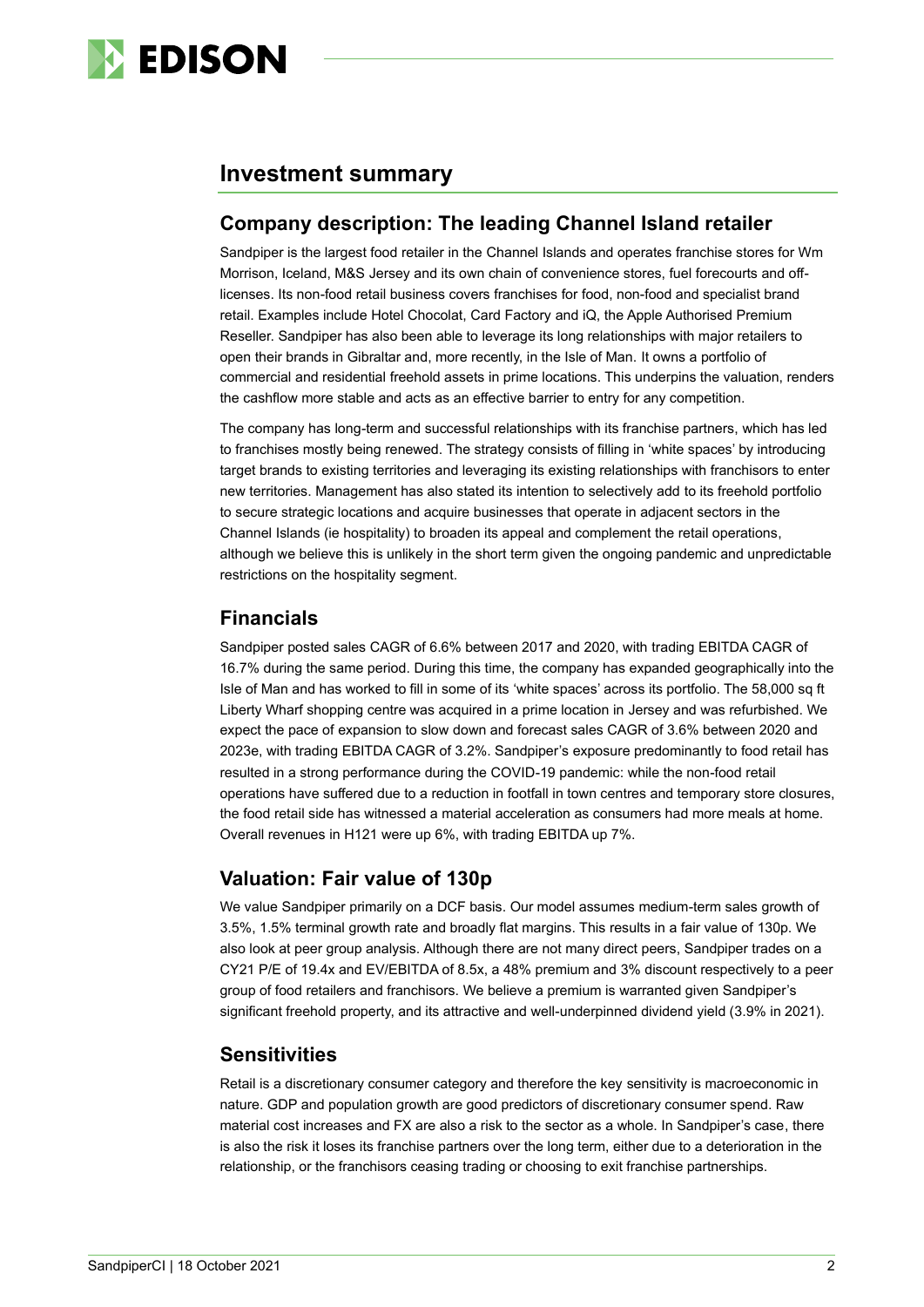# Investment summary

## Company description: The leading Channel Island retailer

Sandpiper is the largest food retailer in the Channel Islands and operates franchise stores for Wm Morrison, Iceland, M&S Jersey and its own chain of convenience stores, fuel forecourts and off-licenses. Its non-food retail business covers franchises for food, non-food and specialist brand retail. Examples include Hotel Chocolat, Card Factory and iQ, the Apple Authorised Premium Reseller. Sandpiper has also been able to leverage its long relationships with major retailers to open their brands in Gibraltar and, more recently, in the Isle of Man. It owns a portfolio of commercial and residential freehold assets in prime locations. This underpins the valuation, renders the cashflow more stable and acts as an effective barrier to entry for any competition.

The company has long-term and successful relationships with its franchise partners, which has led to franchises mostly being renewed. The strategy consists of filling in 'white spaces' by introducing target brands to existing territories and leveraging its existing relationships with franchisors to enter new territories. Management has also stated its intention to selectively add to its freehold portfolio to secure strategic locations and acquire businesses that operate in adjacent sectors in the Channel Islands (ie hospitality) to broaden its appeal and complement the retail operations, although we believe this is unlikely in the short term given the ongoing pandemic and unpredictable restrictions on the hospitality segment.

## Financials

Sandpiper posted sales CAGR of 6.6% between 2017 and 2020, with trading EBITDA CAGR of 16.7% during the same period. During this time, the company has expanded geographically into the Isle of Man and has worked to fill in some of its 'white spaces' across its portfolio. The 58,000 sq ft Liberty Wharf shopping centre was acquired in a prime location in Jersey and was refurbished. We expect the pace of expansion to slow down and forecast sales CAGR of 3.6% between 2020 and 2023e, with trading EBITDA CAGR of 3.2%. Sandpiper's exposure predominantly to food retail has resulted in a strong performance during the COVID-19 pandemic: while the non-food retail operations have suffered due to a reduction in footfall in town centres and temporary store closures, the food retail side has witnessed a material acceleration as consumers had more meals at home. Overall revenues in H121 were up 6%, with trading EBITDA up 7%.

## Valuation: Fair value of 130p

We value Sandpiper primarily on a DCF basis. Our model assumes medium-term sales growth of 3.5%, 1.5% terminal growth rate and broadly flat margins. This results in a fair value of 130p. We also look at peer group analysis. Although there are not many direct peers, Sandpiper trades on a CY21 P/E of 19.4x and EV/EBITDA of 8.5x, a 48% premium and 3% discount respectively to a peer group of food retailers and franchisors. We believe a premium is warranted given Sandpiper's significant freehold property, and its attractive and well-underpinned dividend yield (3.9% in 2021).

## Sensitivities

Retail is a discretionary consumer category and therefore the key sensitivity is macroeconomic in nature. GDP and population growth are good predictors of discretionary consumer spend. Raw material cost increases and FX are also a risk to the sector as a whole. In Sandpiper's case, there is also the risk it loses its franchise partners over the long term, either due to a deterioration in the relationship, or the franchisors ceasing trading or choosing to exit franchise partnerships.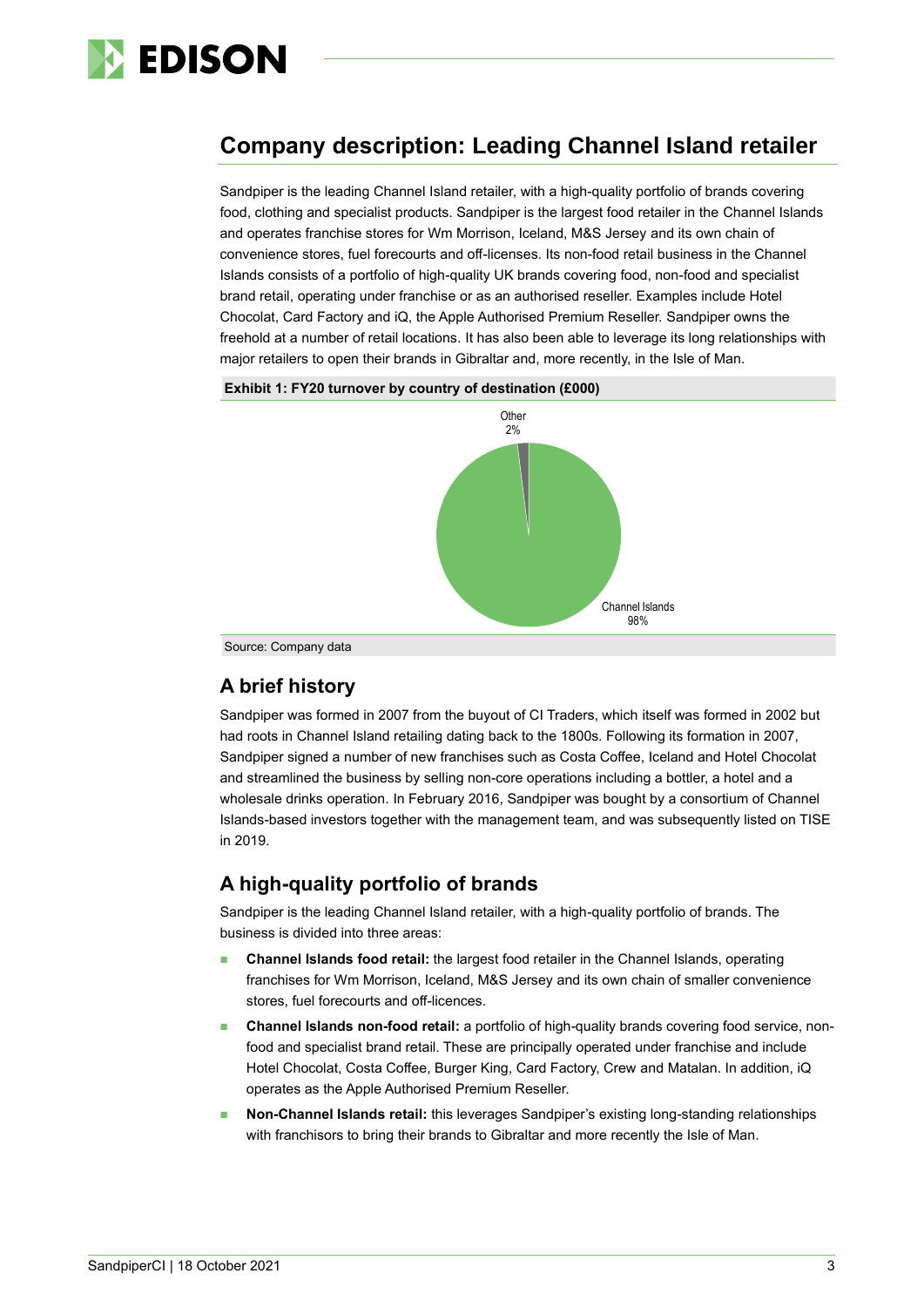## Company description: Leading Channel Island retailer

Sandpiper is the leading Channel Island retailer, with a high-quality portfolio of brands covering food, clothing and specialist products. Sandpiper is the largest food retailer in the Channel Islands and operates franchise stores for Wm Morrison, Iceland, M&S Jersey and its own chain of convenience stores, fuel forecourts and off-licenses. Its non-food retail business in the Channel Islands consists of a portfolio of high-quality UK brands covering food, non-food and specialist brand retail, operating under franchise or as an authorised reseller. Examples include Hotel Chocolat, Card Factory and iQ, the Apple Authorised Premium Reseller. Sandpiper owns the freehold at a number of retail locations. It has also been able to leverage its long relationships with major retailers to open their brands in Gibraltar and, more recently, in the Isle of Man.

**Exhibit 1: FY20 turnover by country of destination (£000)**

Other 2%

Channel Islands 98%

Source: Company data

### A brief history

Sandpiper was formed in 2007 from the buyout of CI Traders, which itself was formed in 2002 but had roots in Channel Island retailing dating back to the 1800s. Following its formation in 2007, Sandpiper signed a number of new franchises such as Costa Coffee, Iceland and Hotel Chocolat and streamlined the business by selling non-core operations including a bottler, a hotel and a wholesale drinks operation. In February 2016, Sandpiper was bought by a consortium of Channel Islands-based investors together with the management team, and was subsequently listed on TISE in 2019.

### A high-quality portfolio of brands

Sandpiper is the leading Channel Island retailer, with a high-quality portfolio of brands. The business is divided into three areas:

- **Channel Islands food retail:** the largest food retailer in the Channel Islands, operating franchises for Wm Morrison, Iceland, M&S Jersey and its own chain of smaller convenience stores, fuel forecourts and off-licences.
- **Channel Islands non-food retail:** a portfolio of high-quality brands covering food service, non-food and specialist brand retail. These are principally operated under franchise and include Hotel Chocolat, Costa Coffee, Burger King, Card Factory, Crew and Matalan. In addition, iQ operates as the Apple Authorised Premium Reseller.
- **Non-Channel Islands retail:** this leverages Sandpiper's existing long-standing relationships with franchisors to bring their brands to Gibraltar and more recently the Isle of Man.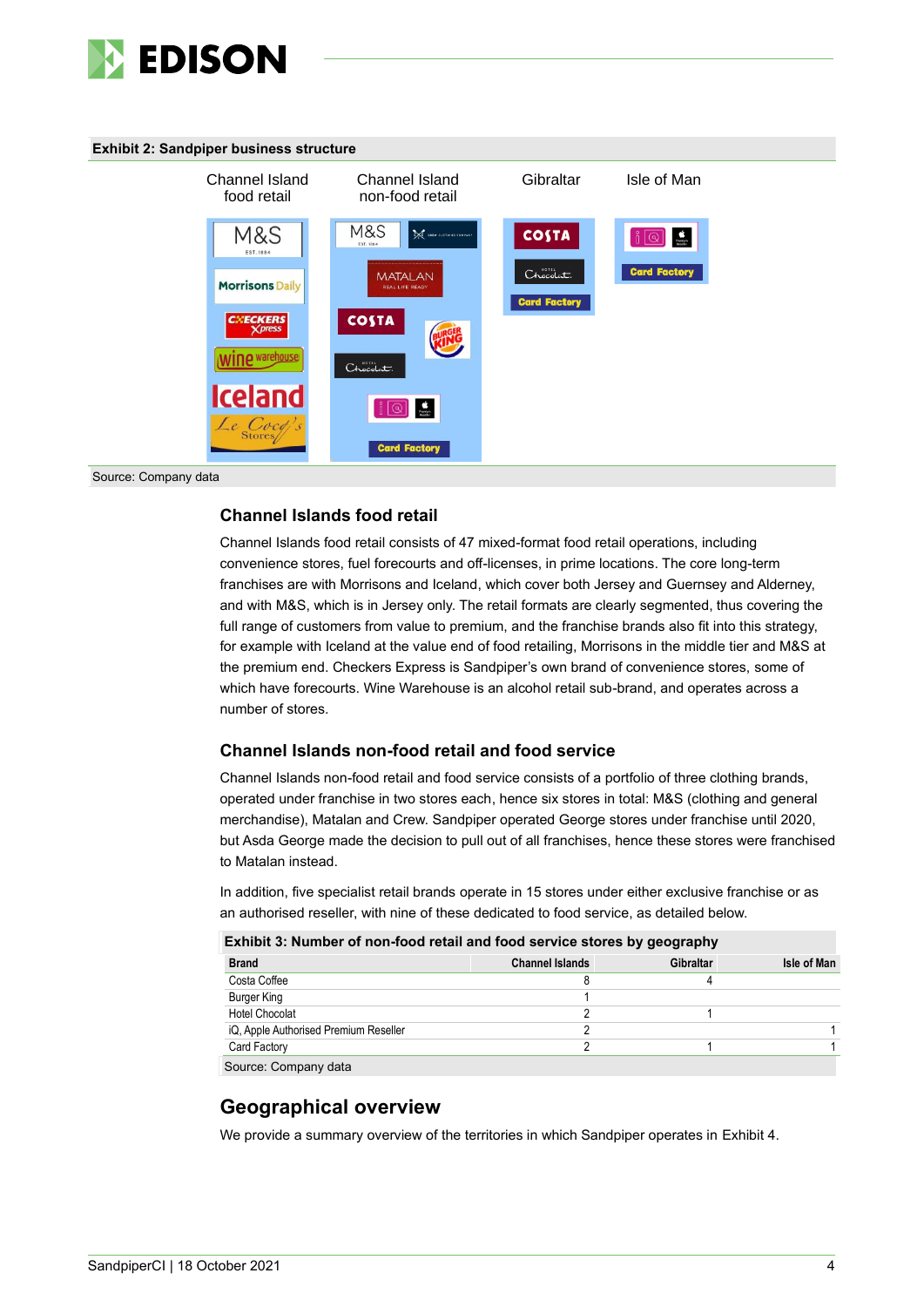**Exhibit 2: Sandpiper business structure**

| Channel Island food retail | Channel Island non-food retail | Gibraltar | Isle of Man |
|---|---|---|---|
| M&S | M&S | Costa | iQ |
| Morrisons Daily | Crew Clothing Company | Hotel Chocolat | Apple Premium Reseller |
| Checkers Xpress | Matalan | Card Factory | Card Factory |
| Wine Warehouse | Costa | | |
| Iceland | Burger King | | |
| Le Cocq's Stores | Hotel Chocolat | | |
| | iQ | | |
| | Apple Premium Reseller | | |
| | Card Factory | | |

Source: Company data

## Channel Islands food retail

Channel Islands food retail consists of 47 mixed-format food retail operations, including convenience stores, fuel forecourts and off-licenses, in prime locations. The core long-term franchises are with Morrisons and Iceland, which cover both Jersey and Guernsey and Alderney, and with M&S, which is in Jersey only. The retail formats are clearly segmented, thus covering the full range of customers from value to premium, and the franchise brands also fit into this strategy, for example with Iceland at the value end of food retailing, Morrisons in the middle tier and M&S at the premium end. Checkers Express is Sandpiper's own brand of convenience stores, some of which have forecourts. Wine Warehouse is an alcohol retail sub-brand, and operates across a number of stores.

## Channel Islands non-food retail and food service

Channel Islands non-food retail and food service consists of a portfolio of three clothing brands, operated under franchise in two stores each, hence six stores in total: M&S (clothing and general merchandise), Matalan and Crew. Sandpiper operated George stores under franchise until 2020, but Asda George made the decision to pull out of all franchises, hence these stores were franchised to Matalan instead.

In addition, five specialist retail brands operate in 15 stores under either exclusive franchise or as an authorised reseller, with nine of these dedicated to food service, as detailed below.

**Exhibit 3: Number of non-food retail and food service stores by geography**

| Brand | Channel Islands | Gibraltar | Isle of Man |
|---|---|---|---|
| Costa Coffee | 8 | 4 | |
| Burger King | 1 | | |
| Hotel Chocolat | 2 | 1 | |
| iQ, Apple Authorised Premium Reseller | 2 | | 1 |
| Card Factory | 2 | 1 | 1 |

Source: Company data

## Geographical overview

We provide a summary overview of the territories in which Sandpiper operates in Exhibit 4.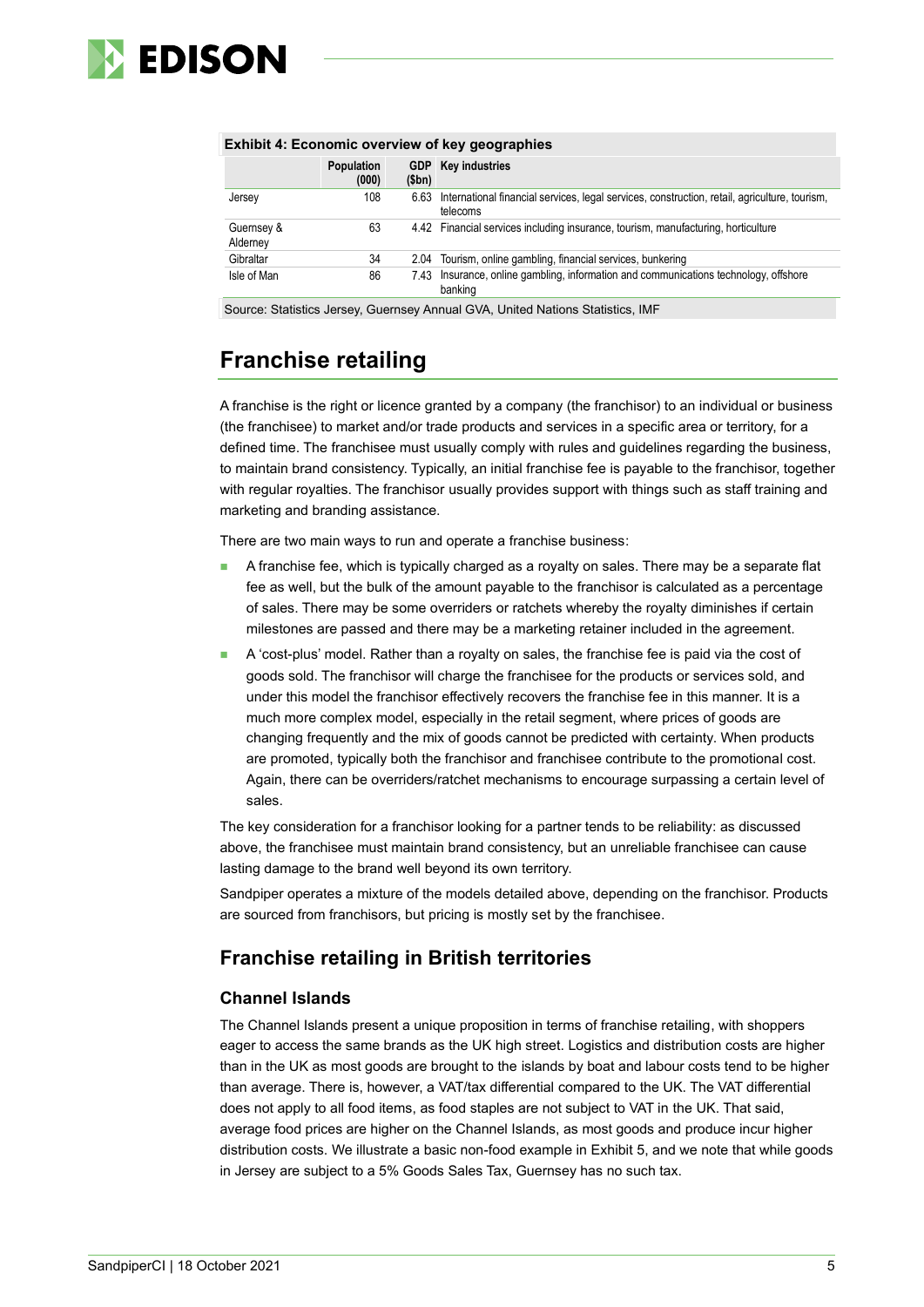**Exhibit 4: Economic overview of key geographies**

| | Population (000) | GDP ($bn) | Key industries |
|---|---|---|---|
| Jersey | 108 | 6.63 | International financial services, legal services, construction, retail, agriculture, tourism, telecoms |
| Guernsey & Alderney | 63 | 4.42 | Financial services including insurance, tourism, manufacturing, horticulture |
| Gibraltar | 34 | 2.04 | Tourism, online gambling, financial services, bunkering |
| Isle of Man | 86 | 7.43 | Insurance, online gambling, information and communications technology, offshore banking |

Source: Statistics Jersey, Guernsey Annual GVA, United Nations Statistics, IMF

# Franchise retailing

A franchise is the right or licence granted by a company (the franchisor) to an individual or business (the franchisee) to market and/or trade products and services in a specific area or territory, for a defined time. The franchisee must usually comply with rules and guidelines regarding the business, to maintain brand consistency. Typically, an initial franchise fee is payable to the franchisor, together with regular royalties. The franchisor usually provides support with things such as staff training and marketing and branding assistance.

There are two main ways to run and operate a franchise business:

- A franchise fee, which is typically charged as a royalty on sales. There may be a separate flat fee as well, but the bulk of the amount payable to the franchisor is calculated as a percentage of sales. There may be some overriders or ratchets whereby the royalty diminishes if certain milestones are passed and there may be a marketing retainer included in the agreement.
- A 'cost-plus' model. Rather than a royalty on sales, the franchise fee is paid via the cost of goods sold. The franchisor will charge the franchisee for the products or services sold, and under this model the franchisor effectively recovers the franchise fee in this manner. It is a much more complex model, especially in the retail segment, where prices of goods are changing frequently and the mix of goods cannot be predicted with certainty. When products are promoted, typically both the franchisor and franchisee contribute to the promotional cost. Again, there can be overriders/ratchet mechanisms to encourage surpassing a certain level of sales.

The key consideration for a franchisor looking for a partner tends to be reliability: as discussed above, the franchisee must maintain brand consistency, but an unreliable franchisee can cause lasting damage to the brand well beyond its own territory.

Sandpiper operates a mixture of the models detailed above, depending on the franchisor. Products are sourced from franchisors, but pricing is mostly set by the franchisee.

## Franchise retailing in British territories

### Channel Islands

The Channel Islands present a unique proposition in terms of franchise retailing, with shoppers eager to access the same brands as the UK high street. Logistics and distribution costs are higher than in the UK as most goods are brought to the islands by boat and labour costs tend to be higher than average. There is, however, a VAT/tax differential compared to the UK. The VAT differential does not apply to all food items, as food staples are not subject to VAT in the UK. That said, average food prices are higher on the Channel Islands, as most goods and produce incur higher distribution costs. We illustrate a basic non-food example in Exhibit 5, and we note that while goods in Jersey are subject to a 5% Goods Sales Tax, Guernsey has no such tax.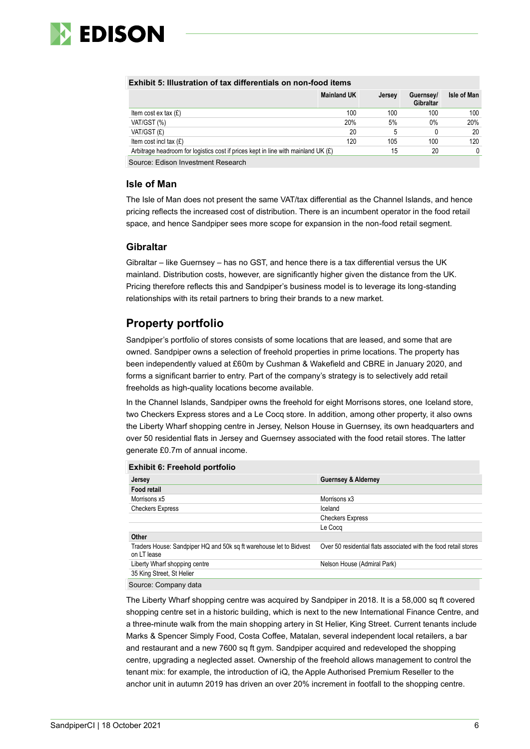**Exhibit 5: Illustration of tax differentials on non-food items**

| | Mainland UK | Jersey | Guernsey/ Gibraltar | Isle of Man |
|---|---|---|---|---|
| Item cost ex tax (£) | 100 | 100 | 100 | 100 |
| VAT/GST (%) | 20% | 5% | 0% | 20% |
| VAT/GST (£) | 20 | 5 | 0 | 20 |
| Item cost incl tax (£) | 120 | 105 | 100 | 120 |
| Arbitrage headroom for logistics cost if prices kept in line with mainland UK (£) | | 15 | 20 | 0 |

Source: Edison Investment Research

### Isle of Man

The Isle of Man does not present the same VAT/tax differential as the Channel Islands, and hence pricing reflects the increased cost of distribution. There is an incumbent operator in the food retail space, and hence Sandpiper sees more scope for expansion in the non-food retail segment.

### Gibraltar

Gibraltar – like Guernsey – has no GST, and hence there is a tax differential versus the UK mainland. Distribution costs, however, are significantly higher given the distance from the UK. Pricing therefore reflects this and Sandpiper's business model is to leverage its long-standing relationships with its retail partners to bring their brands to a new market.

## Property portfolio

Sandpiper's portfolio of stores consists of some locations that are leased, and some that are owned. Sandpiper owns a selection of freehold properties in prime locations. The property has been independently valued at £60m by Cushman & Wakefield and CBRE in January 2020, and forms a significant barrier to entry. Part of the company's strategy is to selectively add retail freeholds as high-quality locations become available.

In the Channel Islands, Sandpiper owns the freehold for eight Morrisons stores, one Iceland store, two Checkers Express stores and a Le Cocq store. In addition, among other property, it also owns the Liberty Wharf shopping centre in Jersey, Nelson House in Guernsey, its own headquarters and over 50 residential flats in Jersey and Guernsey associated with the food retail stores. The latter generate £0.7m of annual income.

**Exhibit 6: Freehold portfolio**

| Jersey | Guernsey & Alderney |
|---|---|
| **Food retail** | |
| Morrisons x5 | Morrisons x3 |
| Checkers Express | Iceland |
| | Checkers Express |
| | Le Cocq |
| **Other** | |
| Traders House: Sandpiper HQ and 50k sq ft warehouse let to Bidvest on LT lease | Over 50 residential flats associated with the food retail stores |
| Liberty Wharf shopping centre | Nelson House (Admiral Park) |
| 35 King Street, St Helier | |

Source: Company data

The Liberty Wharf shopping centre was acquired by Sandpiper in 2018. It is a 58,000 sq ft covered shopping centre set in a historic building, which is next to the new International Finance Centre, and a three-minute walk from the main shopping artery in St Helier, King Street. Current tenants include Marks & Spencer Simply Food, Costa Coffee, Matalan, several independent local retailers, a bar and restaurant and a new 7600 sq ft gym. Sandpiper acquired and redeveloped the shopping centre, upgrading a neglected asset. Ownership of the freehold allows management to control the tenant mix: for example, the introduction of iQ, the Apple Authorised Premium Reseller to the anchor unit in autumn 2019 has driven an over 20% increment in footfall to the shopping centre.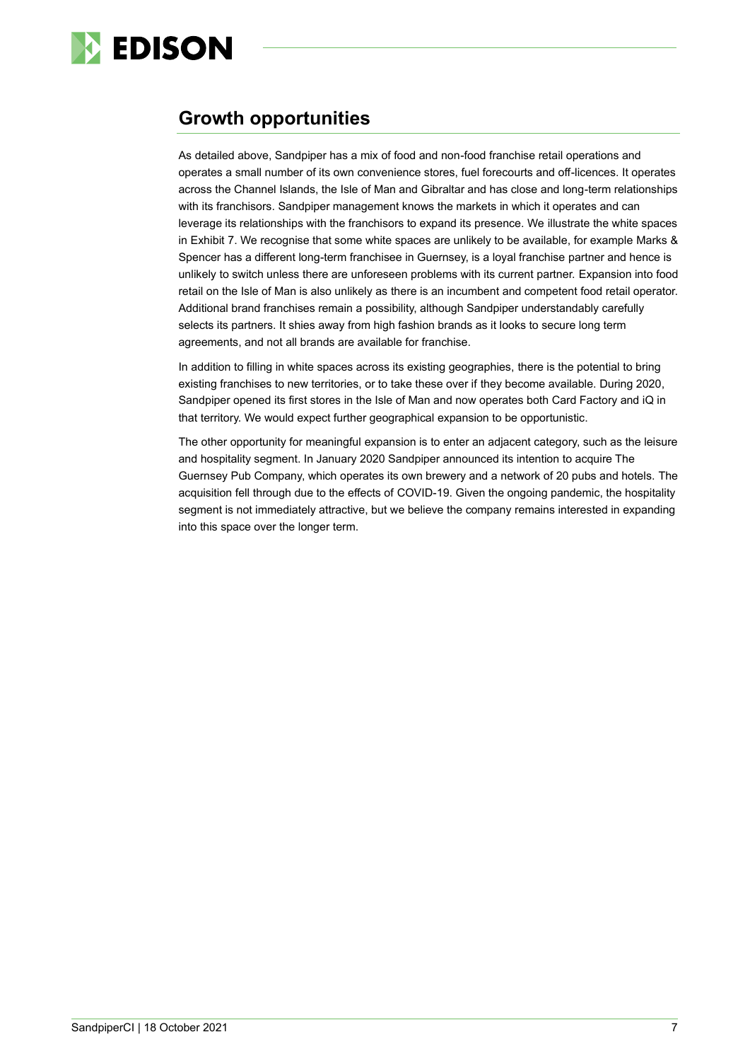## Growth opportunities

As detailed above, Sandpiper has a mix of food and non-food franchise retail operations and operates a small number of its own convenience stores, fuel forecourts and off-licences. It operates across the Channel Islands, the Isle of Man and Gibraltar and has close and long-term relationships with its franchisors. Sandpiper management knows the markets in which it operates and can leverage its relationships with the franchisors to expand its presence. We illustrate the white spaces in Exhibit 7. We recognise that some white spaces are unlikely to be available, for example Marks & Spencer has a different long-term franchisee in Guernsey, is a loyal franchise partner and hence is unlikely to switch unless there are unforeseen problems with its current partner. Expansion into food retail on the Isle of Man is also unlikely as there is an incumbent and competent food retail operator. Additional brand franchises remain a possibility, although Sandpiper understandably carefully selects its partners. It shies away from high fashion brands as it looks to secure long term agreements, and not all brands are available for franchise.

In addition to filling in white spaces across its existing geographies, there is the potential to bring existing franchises to new territories, or to take these over if they become available. During 2020, Sandpiper opened its first stores in the Isle of Man and now operates both Card Factory and iQ in that territory. We would expect further geographical expansion to be opportunistic.

The other opportunity for meaningful expansion is to enter an adjacent category, such as the leisure and hospitality segment. In January 2020 Sandpiper announced its intention to acquire The Guernsey Pub Company, which operates its own brewery and a network of 20 pubs and hotels. The acquisition fell through due to the effects of COVID-19. Given the ongoing pandemic, the hospitality segment is not immediately attractive, but we believe the company remains interested in expanding into this space over the longer term.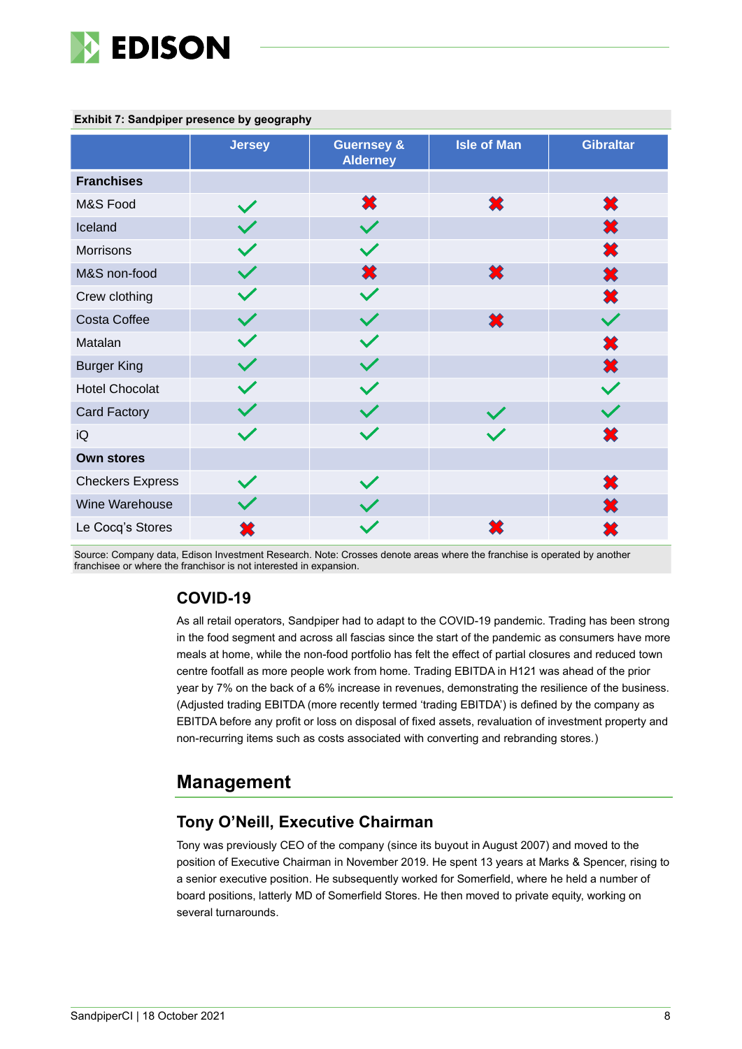**Exhibit 7: Sandpiper presence by geography**

| | Jersey | Guernsey & Alderney | Isle of Man | Gibraltar |
|---|---|---|---|---|
| **Franchises** | | | | |
| M&S Food | ✓ | ✗ | ✗ | ✗ |
| Iceland | ✓ | ✓ | | ✗ |
| Morrisons | ✓ | ✓ | | ✗ |
| M&S non-food | ✓ | ✗ | ✗ | ✗ |
| Crew clothing | ✓ | ✓ | | ✗ |
| Costa Coffee | ✓ | ✓ | ✗ | ✓ |
| Matalan | ✓ | ✓ | | ✗ |
| Burger King | ✓ | ✓ | | ✗ |
| Hotel Chocolat | ✓ | ✓ | | ✓ |
| Card Factory | ✓ | ✓ | ✓ | ✓ |
| iQ | ✓ | ✓ | ✓ | ✗ |
| **Own stores** | | | | |
| Checkers Express | ✓ | ✓ | | ✗ |
| Wine Warehouse | ✓ | ✓ | | ✗ |
| Le Cocq's Stores | ✗ | ✓ | ✗ | ✗ |

Source: Company data, Edison Investment Research. Note: Crosses denote areas where the franchise is operated by another franchisee or where the franchisor is not interested in expansion.

## COVID-19

As all retail operators, Sandpiper had to adapt to the COVID-19 pandemic. Trading has been strong in the food segment and across all fascias since the start of the pandemic as consumers have more meals at home, while the non-food portfolio has felt the effect of partial closures and reduced town centre footfall as more people work from home. Trading EBITDA in H121 was ahead of the prior year by 7% on the back of a 6% increase in revenues, demonstrating the resilience of the business. (Adjusted trading EBITDA (more recently termed 'trading EBITDA') is defined by the company as EBITDA before any profit or loss on disposal of fixed assets, revaluation of investment property and non-recurring items such as costs associated with converting and rebranding stores.)

# Management

## Tony O'Neill, Executive Chairman

Tony was previously CEO of the company (since its buyout in August 2007) and moved to the position of Executive Chairman in November 2019. He spent 13 years at Marks & Spencer, rising to a senior executive position. He subsequently worked for Somerfield, where he held a number of board positions, latterly MD of Somerfield Stores. He then moved to private equity, working on several turnarounds.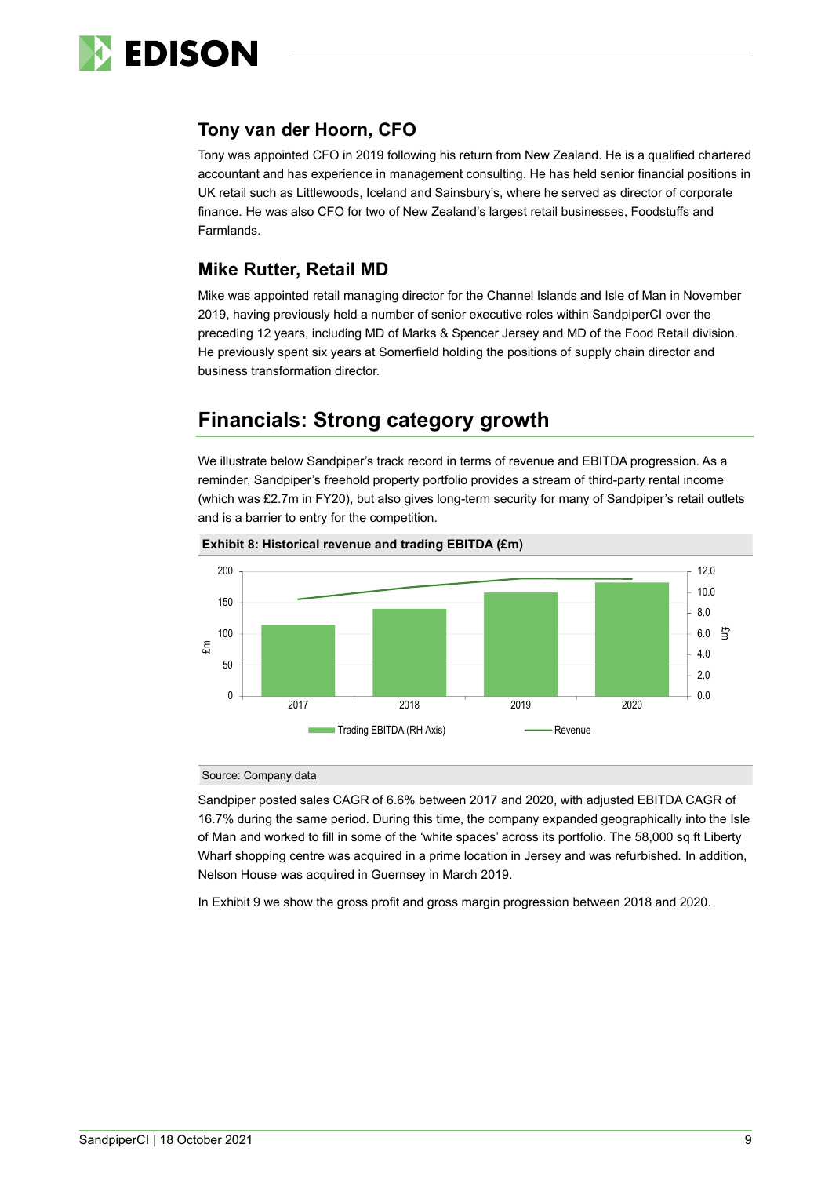## Tony van der Hoorn, CFO

Tony was appointed CFO in 2019 following his return from New Zealand. He is a qualified chartered accountant and has experience in management consulting. He has held senior financial positions in UK retail such as Littlewoods, Iceland and Sainsbury's, where he served as director of corporate finance. He was also CFO for two of New Zealand's largest retail businesses, Foodstuffs and Farmlands.

## Mike Rutter, Retail MD

Mike was appointed retail managing director for the Channel Islands and Isle of Man in November 2019, having previously held a number of senior executive roles within SandpiperCI over the preceding 12 years, including MD of Marks & Spencer Jersey and MD of the Food Retail division. He previously spent six years at Somerfield holding the positions of supply chain director and business transformation director.

# Financials: Strong category growth

We illustrate below Sandpiper's track record in terms of revenue and EBITDA progression. As a reminder, Sandpiper's freehold property portfolio provides a stream of third-party rental income (which was £2.7m in FY20), but also gives long-term security for many of Sandpiper's retail outlets and is a barrier to entry for the competition.

**Exhibit 8: Historical revenue and trading EBITDA (£m)**

Source: Company data

Sandpiper posted sales CAGR of 6.6% between 2017 and 2020, with adjusted EBITDA CAGR of 16.7% during the same period. During this time, the company expanded geographically into the Isle of Man and worked to fill in some of the 'white spaces' across its portfolio. The 58,000 sq ft Liberty Wharf shopping centre was acquired in a prime location in Jersey and was refurbished. In addition, Nelson House was acquired in Guernsey in March 2019.

In Exhibit 9 we show the gross profit and gross margin progression between 2018 and 2020.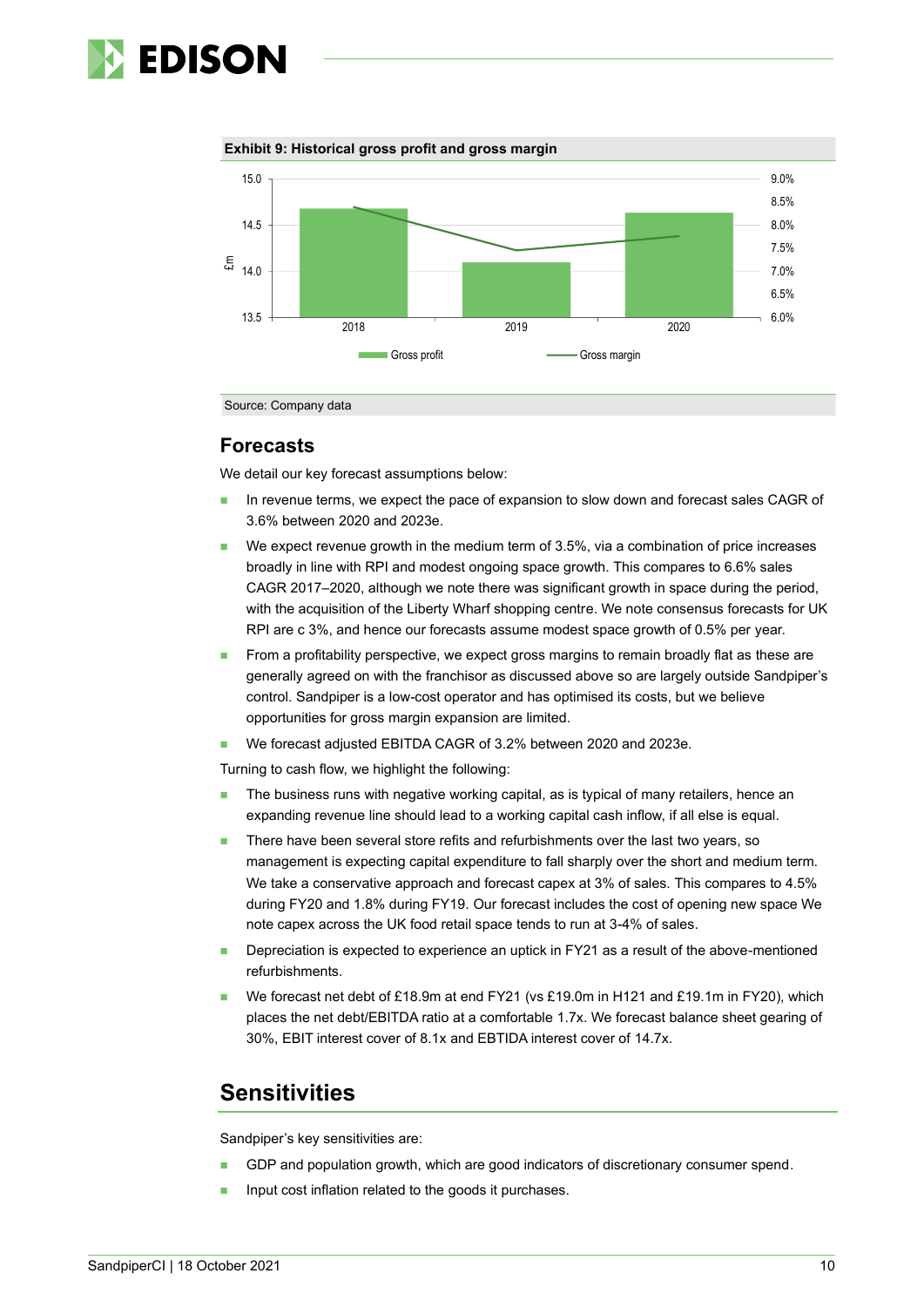**Exhibit 9: Historical gross profit and gross margin**

Source: Company data

## Forecasts

We detail our key forecast assumptions below:

- In revenue terms, we expect the pace of expansion to slow down and forecast sales CAGR of 3.6% between 2020 and 2023e.
- We expect revenue growth in the medium term of 3.5%, via a combination of price increases broadly in line with RPI and modest ongoing space growth. This compares to 6.6% sales CAGR 2017–2020, although we note there was significant growth in space during the period, with the acquisition of the Liberty Wharf shopping centre. We note consensus forecasts for UK RPI are c 3%, and hence our forecasts assume modest space growth of 0.5% per year.
- From a profitability perspective, we expect gross margins to remain broadly flat as these are generally agreed on with the franchisor as discussed above so are largely outside Sandpiper's control. Sandpiper is a low-cost operator and has optimised its costs, but we believe opportunities for gross margin expansion are limited.
- We forecast adjusted EBITDA CAGR of 3.2% between 2020 and 2023e.

Turning to cash flow, we highlight the following:

- The business runs with negative working capital, as is typical of many retailers, hence an expanding revenue line should lead to a working capital cash inflow, if all else is equal.
- There have been several store refits and refurbishments over the last two years, so management is expecting capital expenditure to fall sharply over the short and medium term. We take a conservative approach and forecast capex at 3% of sales. This compares to 4.5% during FY20 and 1.8% during FY19. Our forecast includes the cost of opening new space We note capex across the UK food retail space tends to run at 3-4% of sales.
- Depreciation is expected to experience an uptick in FY21 as a result of the above-mentioned refurbishments.
- We forecast net debt of £18.9m at end FY21 (vs £19.0m in H121 and £19.1m in FY20), which places the net debt/EBITDA ratio at a comfortable 1.7x. We forecast balance sheet gearing of 30%, EBIT interest cover of 8.1x and EBTIDA interest cover of 14.7x.

## Sensitivities

Sandpiper's key sensitivities are:

- GDP and population growth, which are good indicators of discretionary consumer spend.
- Input cost inflation related to the goods it purchases.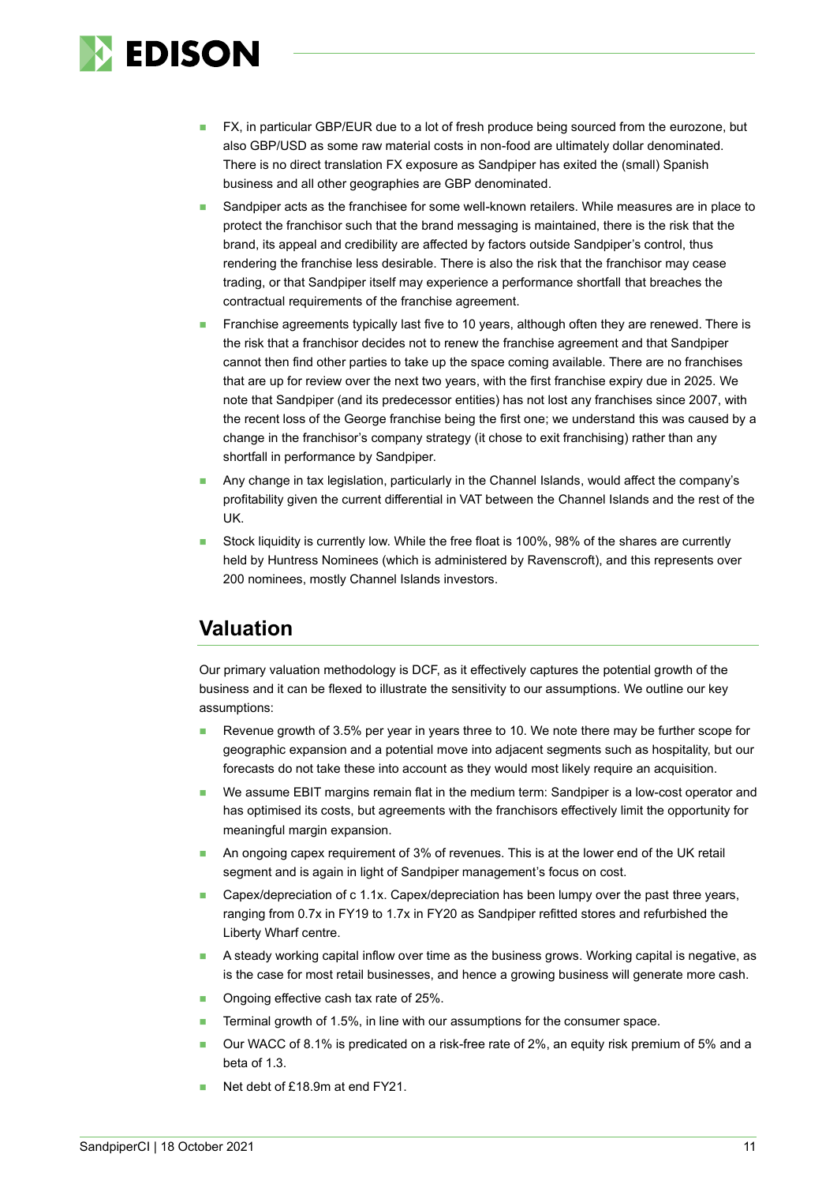- FX, in particular GBP/EUR due to a lot of fresh produce being sourced from the eurozone, but also GBP/USD as some raw material costs in non-food are ultimately dollar denominated. There is no direct translation FX exposure as Sandpiper has exited the (small) Spanish business and all other geographies are GBP denominated.
- Sandpiper acts as the franchisee for some well-known retailers. While measures are in place to protect the franchisor such that the brand messaging is maintained, there is the risk that the brand, its appeal and credibility are affected by factors outside Sandpiper's control, thus rendering the franchise less desirable. There is also the risk that the franchisor may cease trading, or that Sandpiper itself may experience a performance shortfall that breaches the contractual requirements of the franchise agreement.
- Franchise agreements typically last five to 10 years, although often they are renewed. There is the risk that a franchisor decides not to renew the franchise agreement and that Sandpiper cannot then find other parties to take up the space coming available. There are no franchises that are up for review over the next two years, with the first franchise expiry due in 2025. We note that Sandpiper (and its predecessor entities) has not lost any franchises since 2007, with the recent loss of the George franchise being the first one; we understand this was caused by a change in the franchisor's company strategy (it chose to exit franchising) rather than any shortfall in performance by Sandpiper.
- Any change in tax legislation, particularly in the Channel Islands, would affect the company's profitability given the current differential in VAT between the Channel Islands and the rest of the UK.
- Stock liquidity is currently low. While the free float is 100%, 98% of the shares are currently held by Huntress Nominees (which is administered by Ravenscroft), and this represents over 200 nominees, mostly Channel Islands investors.

## Valuation

Our primary valuation methodology is DCF, as it effectively captures the potential growth of the business and it can be flexed to illustrate the sensitivity to our assumptions. We outline our key assumptions:

- Revenue growth of 3.5% per year in years three to 10. We note there may be further scope for geographic expansion and a potential move into adjacent segments such as hospitality, but our forecasts do not take these into account as they would most likely require an acquisition.
- We assume EBIT margins remain flat in the medium term: Sandpiper is a low-cost operator and has optimised its costs, but agreements with the franchisors effectively limit the opportunity for meaningful margin expansion.
- An ongoing capex requirement of 3% of revenues. This is at the lower end of the UK retail segment and is again in light of Sandpiper management's focus on cost.
- Capex/depreciation of c 1.1x. Capex/depreciation has been lumpy over the past three years, ranging from 0.7x in FY19 to 1.7x in FY20 as Sandpiper refitted stores and refurbished the Liberty Wharf centre.
- A steady working capital inflow over time as the business grows. Working capital is negative, as is the case for most retail businesses, and hence a growing business will generate more cash.
- Ongoing effective cash tax rate of 25%.
- Terminal growth of 1.5%, in line with our assumptions for the consumer space.
- Our WACC of 8.1% is predicated on a risk-free rate of 2%, an equity risk premium of 5% and a beta of 1.3.
- Net debt of £18.9m at end FY21.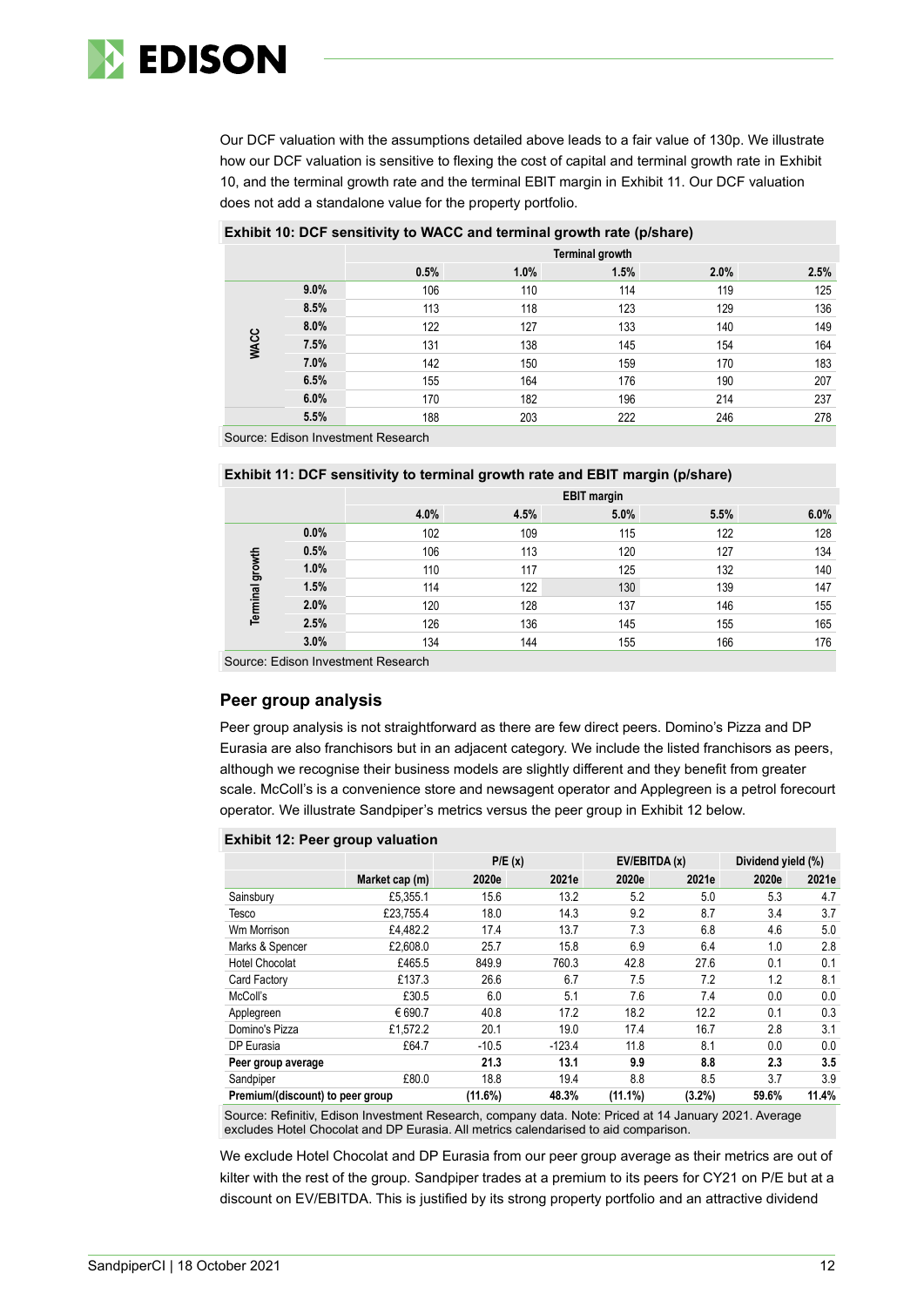Our DCF valuation with the assumptions detailed above leads to a fair value of 130p. We illustrate how our DCF valuation is sensitive to flexing the cost of capital and terminal growth rate in Exhibit 10, and the terminal growth rate and the terminal EBIT margin in Exhibit 11. Our DCF valuation does not add a standalone value for the property portfolio.

**Exhibit 10: DCF sensitivity to WACC and terminal growth rate (p/share)**

| | | Terminal growth | | | | |
|---|---|---|---|---|---|---|
| | | 0.5% | 1.0% | 1.5% | 2.0% | 2.5% |
| WACC | 9.0% | 106 | 110 | 114 | 119 | 125 |
| | 8.5% | 113 | 118 | 123 | 129 | 136 |
| | 8.0% | 122 | 127 | 133 | 140 | 149 |
| | 7.5% | 131 | 138 | 145 | 154 | 164 |
| | 7.0% | 142 | 150 | 159 | 170 | 183 |
| | 6.5% | 155 | 164 | 176 | 190 | 207 |
| | 6.0% | 170 | 182 | 196 | 214 | 237 |
| | 5.5% | 188 | 203 | 222 | 246 | 278 |

Source: Edison Investment Research

**Exhibit 11: DCF sensitivity to terminal growth rate and EBIT margin (p/share)**

| | | EBIT margin | | | | |
|---|---|---|---|---|---|---|
| | | 4.0% | 4.5% | 5.0% | 5.5% | 6.0% |
| Terminal growth | 0.0% | 102 | 109 | 115 | 122 | 128 |
| | 0.5% | 106 | 113 | 120 | 127 | 134 |
| | 1.0% | 110 | 117 | 125 | 132 | 140 |
| | 1.5% | 114 | 122 | 130 | 139 | 147 |
| | 2.0% | 120 | 128 | 137 | 146 | 155 |
| | 2.5% | 126 | 136 | 145 | 155 | 165 |
| | 3.0% | 134 | 144 | 155 | 166 | 176 |

Source: Edison Investment Research

## Peer group analysis

Peer group analysis is not straightforward as there are few direct peers. Domino's Pizza and DP Eurasia are also franchisors but in an adjacent category. We include the listed franchisors as peers, although we recognise their business models are slightly different and they benefit from greater scale. McColl's is a convenience store and newsagent operator and Applegreen is a petrol forecourt operator. We illustrate Sandpiper's metrics versus the peer group in Exhibit 12 below.

**Exhibit 12: Peer group valuation**

| | | P/E (x) | | EV/EBITDA (x) | | Dividend yield (%) | |
|---|---|---|---|---|---|---|---|
| | Market cap (m) | 2020e | 2021e | 2020e | 2021e | 2020e | 2021e |
| Sainsbury | £5,355.1 | 15.6 | 13.2 | 5.2 | 5.0 | 5.3 | 4.7 |
| Tesco | £23,755.4 | 18.0 | 14.3 | 9.2 | 8.7 | 3.4 | 3.7 |
| Wm Morrison | £4,482.2 | 17.4 | 13.7 | 7.3 | 6.8 | 4.6 | 5.0 |
| Marks & Spencer | £2,608.0 | 25.7 | 15.8 | 6.9 | 6.4 | 1.0 | 2.8 |
| Hotel Chocolat | £465.5 | 849.9 | 760.3 | 42.8 | 27.6 | 0.1 | 0.1 |
| Card Factory | £137.3 | 26.6 | 6.7 | 7.5 | 7.2 | 1.2 | 8.1 |
| McColl's | £30.5 | 6.0 | 5.1 | 7.6 | 7.4 | 0.0 | 0.0 |
| Applegreen | €690.7 | 40.8 | 17.2 | 18.2 | 12.2 | 0.1 | 0.3 |
| Domino's Pizza | £1,572.2 | 20.1 | 19.0 | 17.4 | 16.7 | 2.8 | 3.1 |
| DP Eurasia | £64.7 | -10.5 | -123.4 | 11.8 | 8.1 | 0.0 | 0.0 |
| **Peer group average** | | **21.3** | **13.1** | **9.9** | **8.8** | **2.3** | **3.5** |
| Sandpiper | £80.0 | 18.8 | 19.4 | 8.8 | 8.5 | 3.7 | 3.9 |
| **Premium/(discount) to peer group** | | **(11.6%)** | **48.3%** | **(11.1%)** | **(3.2%)** | **59.6%** | **11.4%** |

Source: Refinitiv, Edison Investment Research, company data. Note: Priced at 14 January 2021. Average excludes Hotel Chocolat and DP Eurasia. All metrics calendarised to aid comparison.

We exclude Hotel Chocolat and DP Eurasia from our peer group average as their metrics are out of kilter with the rest of the group. Sandpiper trades at a premium to its peers for CY21 on P/E but at a discount on EV/EBITDA. This is justified by its strong property portfolio and an attractive dividend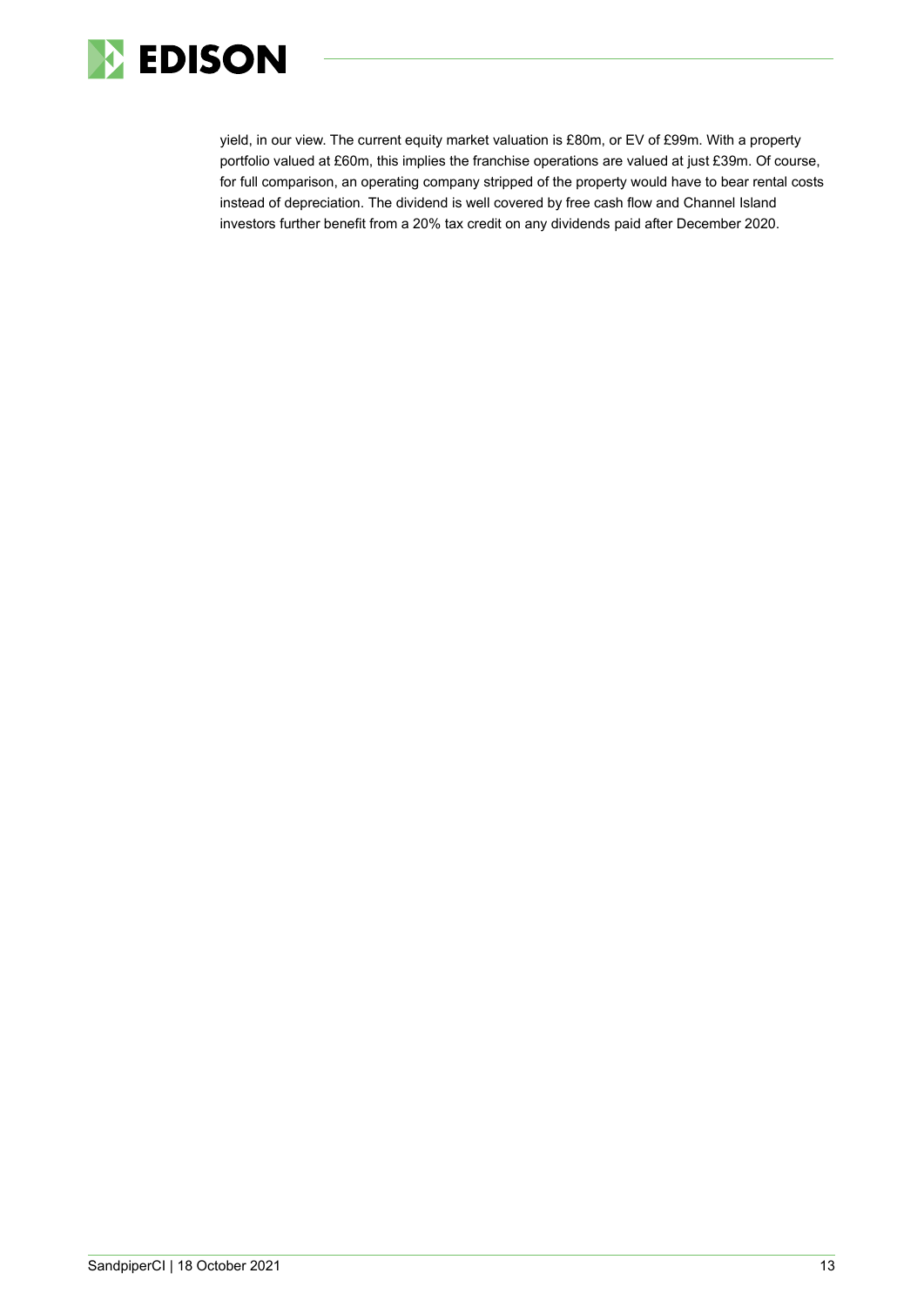yield, in our view. The current equity market valuation is £80m, or EV of £99m. With a property portfolio valued at £60m, this implies the franchise operations are valued at just £39m. Of course, for full comparison, an operating company stripped of the property would have to bear rental costs instead of depreciation. The dividend is well covered by free cash flow and Channel Island investors further benefit from a 20% tax credit on any dividends paid after December 2020.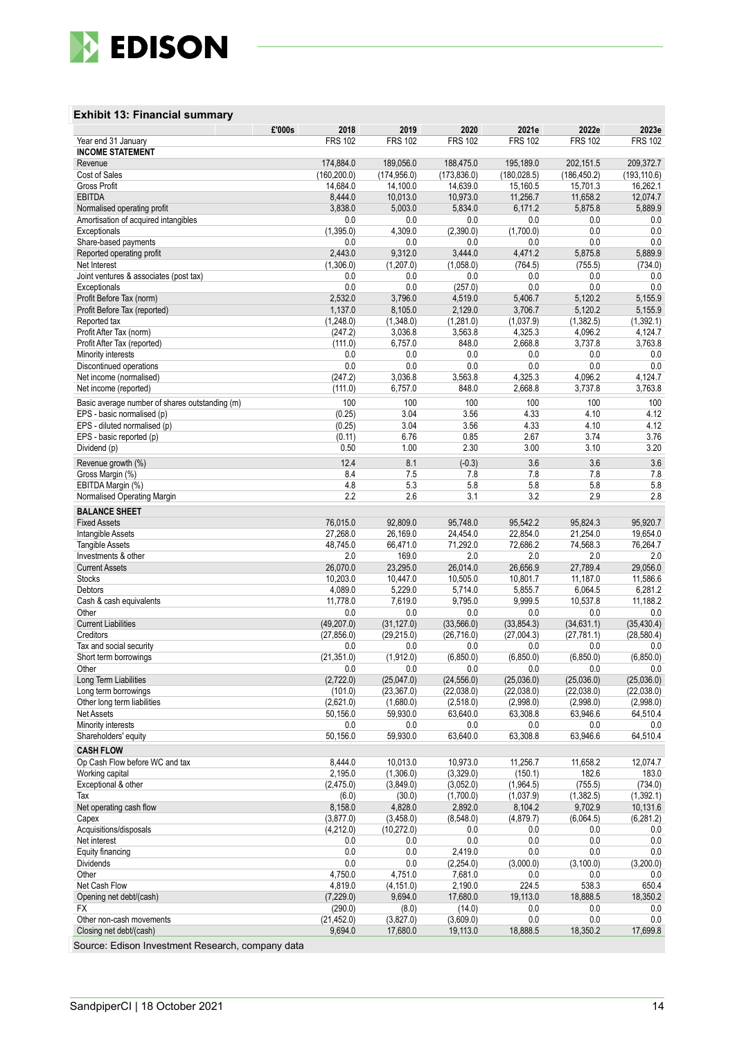### Exhibit 13: Financial summary

| £'000s | 2018 | 2019 | 2020 | 2021e | 2022e | 2023e |
|---|---|---|---|---|---|---|
| Year end 31 January | FRS 102 | FRS 102 | FRS 102 | FRS 102 | FRS 102 | FRS 102 |
| **INCOME STATEMENT** | | | | | | |
| Revenue | 174,884.0 | 189,056.0 | 188,475.0 | 195,189.0 | 202,151.5 | 209,372.7 |
| Cost of Sales | (160,200.0) | (174,956.0) | (173,836.0) | (180,028.5) | (186,450.2) | (193,110.6) |
| Gross Profit | 14,684.0 | 14,100.0 | 14,639.0 | 15,160.5 | 15,701.3 | 16,262.1 |
| EBITDA | 8,444.0 | 10,013.0 | 10,973.0 | 11,256.7 | 11,658.2 | 12,074.7 |
| Normalised operating profit | 3,838.0 | 5,003.0 | 5,834.0 | 6,171.2 | 5,875.8 | 5,889.9 |
| Amortisation of acquired intangibles | 0.0 | 0.0 | 0.0 | 0.0 | 0.0 | 0.0 |
| Exceptionals | (1,395.0) | 4,309.0 | (2,390.0) | (1,700.0) | 0.0 | 0.0 |
| Share-based payments | 0.0 | 0.0 | 0.0 | 0.0 | 0.0 | 0.0 |
| Reported operating profit | 2,443.0 | 9,312.0 | 3,444.0 | 4,471.2 | 5,875.8 | 5,889.9 |
| Net Interest | (1,306.0) | (1,207.0) | (1,058.0) | (764.5) | (755.5) | (734.0) |
| Joint ventures & associates (post tax) | 0.0 | 0.0 | 0.0 | 0.0 | 0.0 | 0.0 |
| Exceptionals | 0.0 | 0.0 | (257.0) | 0.0 | 0.0 | 0.0 |
| Profit Before Tax (norm) | 2,532.0 | 3,796.0 | 4,519.0 | 5,406.7 | 5,120.2 | 5,155.9 |
| Profit Before Tax (reported) | 1,137.0 | 8,105.0 | 2,129.0 | 3,706.7 | 5,120.2 | 5,155.9 |
| Reported tax | (1,248.0) | (1,348.0) | (1,281.0) | (1,037.9) | (1,382.5) | (1,392.1) |
| Profit After Tax (norm) | (247.2) | 3,036.8 | 3,563.8 | 4,325.3 | 4,096.2 | 4,124.7 |
| Profit After Tax (reported) | (111.0) | 6,757.0 | 848.0 | 2,668.8 | 3,737.8 | 3,763.8 |
| Minority interests | 0.0 | 0.0 | 0.0 | 0.0 | 0.0 | 0.0 |
| Discontinued operations | 0.0 | 0.0 | 0.0 | 0.0 | 0.0 | 0.0 |
| Net income (normalised) | (247.2) | 3,036.8 | 3,563.8 | 4,325.3 | 4,096.2 | 4,124.7 |
| Net income (reported) | (111.0) | 6,757.0 | 848.0 | 2,668.8 | 3,737.8 | 3,763.8 |
| Basic average number of shares outstanding (m) | 100 | 100 | 100 | 100 | 100 | 100 |
| EPS - basic normalised (p) | (0.25) | 3.04 | 3.56 | 4.33 | 4.10 | 4.12 |
| EPS - diluted normalised (p) | (0.25) | 3.04 | 3.56 | 4.33 | 4.10 | 4.12 |
| EPS - basic reported (p) | (0.11) | 6.76 | 0.85 | 2.67 | 3.74 | 3.76 |
| Dividend (p) | 0.50 | 1.00 | 2.30 | 3.00 | 3.10 | 3.20 |
| Revenue growth (%) | 12.4 | 8.1 | (-0.3) | 3.6 | 3.6 | 3.6 |
| Gross Margin (%) | 8.4 | 7.5 | 7.8 | 7.8 | 7.8 | 7.8 |
| EBITDA Margin (%) | 4.8 | 5.3 | 5.8 | 5.8 | 5.8 | 5.8 |
| Normalised Operating Margin | 2.2 | 2.6 | 3.1 | 3.2 | 2.9 | 2.8 |
| **BALANCE SHEET** | | | | | | |
| Fixed Assets | 76,015.0 | 92,809.0 | 95,748.0 | 95,542.2 | 95,824.3 | 95,920.7 |
| Intangible Assets | 27,268.0 | 26,169.0 | 24,454.0 | 22,854.0 | 21,254.0 | 19,654.0 |
| Tangible Assets | 48,745.0 | 66,471.0 | 71,292.0 | 72,686.2 | 74,568.3 | 76,264.7 |
| Investments & other | 2.0 | 169.0 | 2.0 | 2.0 | 2.0 | 2.0 |
| Current Assets | 26,070.0 | 23,295.0 | 26,014.0 | 26,656.9 | 27,789.4 | 29,056.0 |
| Stocks | 10,203.0 | 10,447.0 | 10,505.0 | 10,801.7 | 11,187.0 | 11,586.6 |
| Debtors | 4,089.0 | 5,229.0 | 5,714.0 | 5,855.7 | 6,064.5 | 6,281.2 |
| Cash & cash equivalents | 11,778.0 | 7,619.0 | 9,795.0 | 9,999.5 | 10,537.8 | 11,188.2 |
| Other | 0.0 | 0.0 | 0.0 | 0.0 | 0.0 | 0.0 |
| Current Liabilities | (49,207.0) | (31,127.0) | (33,566.0) | (33,854.3) | (34,631.1) | (35,430.4) |
| Creditors | (27,856.0) | (29,215.0) | (26,716.0) | (27,004.3) | (27,781.1) | (28,580.4) |
| Tax and social security | 0.0 | 0.0 | 0.0 | 0.0 | 0.0 | 0.0 |
| Short term borrowings | (21,351.0) | (1,912.0) | (6,850.0) | (6,850.0) | (6,850.0) | (6,850.0) |
| Other | 0.0 | 0.0 | 0.0 | 0.0 | 0.0 | 0.0 |
| Long Term Liabilities | (2,722.0) | (25,047.0) | (24,556.0) | (25,036.0) | (25,036.0) | (25,036.0) |
| Long term borrowings | (101.0) | (23,367.0) | (22,038.0) | (22,038.0) | (22,038.0) | (22,038.0) |
| Other long term liabilities | (2,621.0) | (1,680.0) | (2,518.0) | (2,998.0) | (2,998.0) | (2,998.0) |
| Net Assets | 50,156.0 | 59,930.0 | 63,640.0 | 63,308.8 | 63,946.6 | 64,510.4 |
| Minority interests | 0.0 | 0.0 | 0.0 | 0.0 | 0.0 | 0.0 |
| Shareholders' equity | 50,156.0 | 59,930.0 | 63,640.0 | 63,308.8 | 63,946.6 | 64,510.4 |
| **CASH FLOW** | | | | | | |
| Op Cash Flow before WC and tax | 8,444.0 | 10,013.0 | 10,973.0 | 11,256.7 | 11,658.2 | 12,074.7 |
| Working capital | 2,195.0 | (1,306.0) | (3,329.0) | (150.1) | 182.6 | 183.0 |
| Exceptional & other | (2,475.0) | (3,849.0) | (3,052.0) | (1,964.5) | (755.5) | (734.0) |
| Tax | (6.0) | (30.0) | (1,700.0) | (1,037.9) | (1,382.5) | (1,392.1) |
| Net operating cash flow | 8,158.0 | 4,828.0 | 2,892.0 | 8,104.2 | 9,702.9 | 10,131.6 |
| Capex | (3,877.0) | (3,458.0) | (8,548.0) | (4,879.7) | (6,064.5) | (6,281.2) |
| Acquisitions/disposals | (4,212.0) | (10,272.0) | 0.0 | 0.0 | 0.0 | 0.0 |
| Net interest | 0.0 | 0.0 | 0.0 | 0.0 | 0.0 | 0.0 |
| Equity financing | 0.0 | 0.0 | 2,419.0 | 0.0 | 0.0 | 0.0 |
| Dividends | 0.0 | 0.0 | (2,254.0) | (3,000.0) | (3,100.0) | (3,200.0) |
| Other | 4,750.0 | 4,751.0 | 7,681.0 | 0.0 | 0.0 | 0.0 |
| Net Cash Flow | 4,819.0 | (4,151.0) | 2,190.0 | 224.5 | 538.3 | 650.4 |
| Opening net debt/(cash) | (7,229.0) | 9,694.0 | 17,680.0 | 19,113.0 | 18,888.5 | 18,350.2 |
| FX | (290.0) | (8.0) | (14.0) | 0.0 | 0.0 | 0.0 |
| Other non-cash movements | (21,452.0) | (3,827.0) | (3,609.0) | 0.0 | 0.0 | 0.0 |
| Closing net debt/(cash) | 9,694.0 | 17,680.0 | 19,113.0 | 18,888.5 | 18,350.2 | 17,699.8 |

Source: Edison Investment Research, company data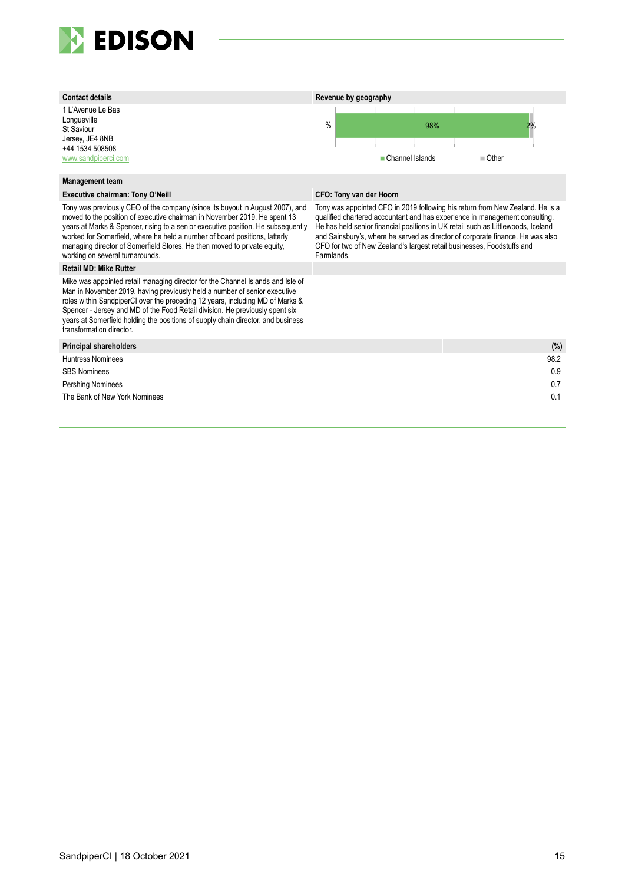**Contact details**

1 L'Avenue Le Bas
Longueville
St Saviour
Jersey, JE4 8NB
+44 1534 508508
www.sandpiperci.com

**Revenue by geography**

| | Channel Islands | Other |
|---|---|---|
| % | 98% | 2% |

**Management team**

**Executive chairman: Tony O'Neill**

Tony was previously CEO of the company (since its buyout in August 2007), and moved to the position of executive chairman in November 2019. He spent 13 years at Marks & Spencer, rising to a senior executive position. He subsequently worked for Somerfield, where he held a number of board positions, latterly managing director of Somerfield Stores. He then moved to private equity, working on several turnarounds.

**CFO: Tony van der Hoorn**

Tony was appointed CFO in 2019 following his return from New Zealand. He is a qualified chartered accountant and has experience in management consulting. He has held senior financial positions in UK retail such as Littlewoods, Iceland and Sainsbury's, where he served as director of corporate finance. He was also CFO for two of New Zealand's largest retail businesses, Foodstuffs and Farmlands.

**Retail MD: Mike Rutter**

Mike was appointed retail managing director for the Channel Islands and Isle of Man in November 2019, having previously held a number of senior executive roles within SandpiperCI over the preceding 12 years, including MD of Marks & Spencer - Jersey and MD of the Food Retail division. He previously spent six years at Somerfield holding the positions of supply chain director, and business transformation director.

| Principal shareholders | (%) |
|---|---|
| Huntress Nominees | 98.2 |
| SBS Nominees | 0.9 |
| Pershing Nominees | 0.7 |
| The Bank of New York Nominees | 0.1 |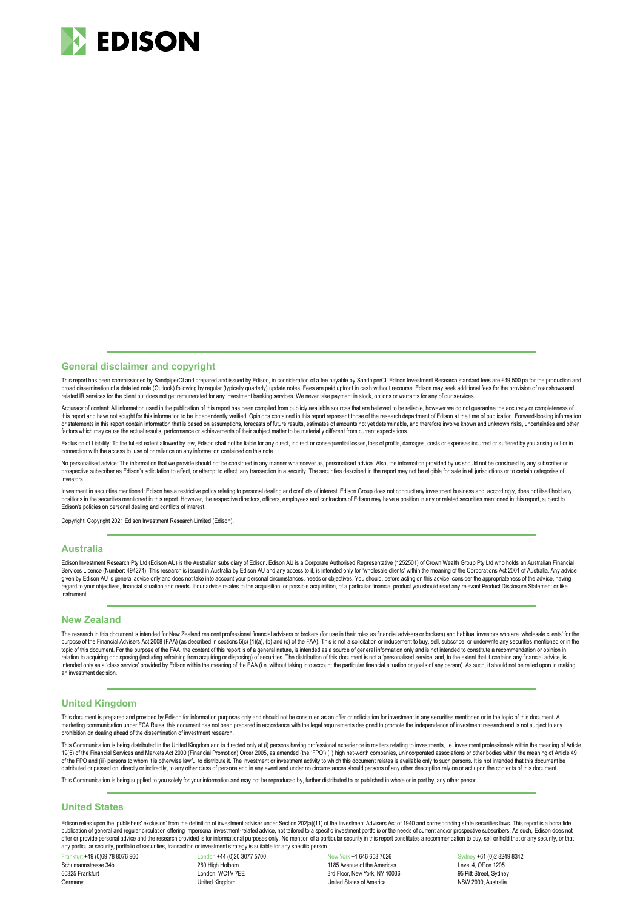# EDISON

## General disclaimer and copyright

This report has been commissioned by SandpiperCI and prepared and issued by Edison, in consideration of a fee payable by SandpiperCI. Edison Investment Research standard fees are £49,500 pa for the production and broad dissemination of a detailed note (Outlook) following by regular (typically quarterly) update notes. Fees are paid upfront in cash without recourse. Edison may seek additional fees for the provision of roadshows and related IR services for the client but does not get remunerated for any investment banking services. We never take payment in stock, options or warrants for any of our services.

Accuracy of content: All information used in the publication of this report has been compiled from publicly available sources that are believed to be reliable, however we do not guarantee the accuracy or completeness of this report and have not sought for this information to be independently verified. Opinions contained in this report represent those of the research department of Edison at the time of publication. Forward-looking information or statements in this report contain information that is based on assumptions, forecasts of future results, estimates of amounts not yet determinable, and therefore involve known and unknown risks, uncertainties and other factors which may cause the actual results, performance or achievements of their subject matter to be materially different from current expectations.

Exclusion of Liability: To the fullest extent allowed by law, Edison shall not be liable for any direct, indirect or consequential losses, loss of profits, damages, costs or expenses incurred or suffered by you arising out or in connection with the access to, use of or reliance on any information contained on this note.

No personalised advice: The information that we provide should not be construed in any manner whatsoever as, personalised advice. Also, the information provided by us should not be construed by any subscriber or prospective subscriber as Edison's solicitation to effect, or attempt to effect, any transaction in a security. The securities described in the report may not be eligible for sale in all jurisdictions or to certain categories of investors.

Investment in securities mentioned: Edison has a restrictive policy relating to personal dealing and conflicts of interest. Edison Group does not conduct any investment business and, accordingly, does not itself hold any positions in the securities mentioned in this report. However, the respective directors, officers, employees and contractors of Edison may have a position in any or related securities mentioned in this report, subject to Edison's policies on personal dealing and conflicts of interest.

Copyright: Copyright 2021 Edison Investment Research Limited (Edison).

## Australia

Edison Investment Research Pty Ltd (Edison AU) is the Australian subsidiary of Edison. Edison AU is a Corporate Authorised Representative (1252501) of Crown Wealth Group Pty Ltd who holds an Australian Financial Services Licence (Number: 494274). This research is issued in Australia by Edison AU and any access to it, is intended only for 'wholesale clients' within the meaning of the Corporations Act 2001 of Australia. Any advice given by Edison AU is general advice only and does not take into account your personal circumstances, needs or objectives. You should, before acting on this advice, consider the appropriateness of the advice, having regard to your objectives, financial situation and needs. If our advice relates to the acquisition, or possible acquisition, of a particular financial product you should read any relevant Product Disclosure Statement or like instrument.

## New Zealand

The research in this document is intended for New Zealand resident professional financial advisers or brokers (for use in their roles as financial advisers or brokers) and habitual investors who are 'wholesale clients' for the purpose of the Financial Advisers Act 2008 (FAA) (as described in sections 5(c) (1)(a), (b) and (c) of the FAA). This is not a solicitation or inducement to buy, sell, subscribe, or underwrite any securities mentioned or in the topic of this document. For the purpose of the FAA, the content of this report is of a general nature, is intended as a source of general information only and is not intended to constitute a recommendation or opinion in relation to acquiring or disposing (including refraining from acquiring or disposing) of securities. The distribution of this document is not a 'personalised service' and, to the extent that it contains any financial advice, is intended only as a 'class service' provided by Edison within the meaning of the FAA (i.e. without taking into account the particular financial situation or goals of any person). As such, it should not be relied upon in making an investment decision.

## United Kingdom

This document is prepared and provided by Edison for information purposes only and should not be construed as an offer or solicitation for investment in any securities mentioned or in the topic of this document. A marketing communication under FCA Rules, this document has not been prepared in accordance with the legal requirements designed to promote the independence of investment research and is not subject to any prohibition on dealing ahead of the dissemination of investment research.

This Communication is being distributed in the United Kingdom and is directed only at (i) persons having professional experience in matters relating to investments, i.e. investment professionals within the meaning of Article 19(5) of the Financial Services and Markets Act 2000 (Financial Promotion) Order 2005, as amended (the 'FPO') (ii) high net-worth companies, unincorporated associations or other bodies within the meaning of Article 49 of the FPO and (iii) persons to whom it is otherwise lawful to distribute it. The investment or investment activity to which this document relates is available only to such persons. It is not intended that this document be distributed or passed on, directly or indirectly, to any other class of persons and in any event and under no circumstances should persons of any other description rely on or act upon the contents of this document.

This Communication is being supplied to you solely for your information and may not be reproduced by, further distributed to or published in whole or in part by, any other person.

## United States

Edison relies upon the 'publishers' exclusion' from the definition of investment adviser under Section 202(a)(11) of the Investment Advisers Act of 1940 and corresponding state securities laws. This report is a bona fide publication of general and regular circulation offering impersonal investment-related advice, not tailored to a specific investment portfolio or the needs of current and/or prospective subscribers. As such, Edison does not offer or provide personal advice and the research provided is for informational purposes only. No mention of a particular security in this report constitutes a recommendation to buy, sell or hold that or any security, or that any particular security, portfolio of securities, transaction or investment strategy is suitable for any specific person.

Frankfurt +49 (0)69 78 8076 960
Schumannstrasse 34b
60325 Frankfurt
Germany

London +44 (0)20 3077 5700
280 High Holborn
London, WC1V 7EE
United Kingdom

New York +1 646 653 7026
1185 Avenue of the Americas
3rd Floor, New York, NY 10036
United States of America

Sydney +61 (0)2 8249 8342
Level 4, Office 1205
95 Pitt Street, Sydney
NSW 2000, Australia